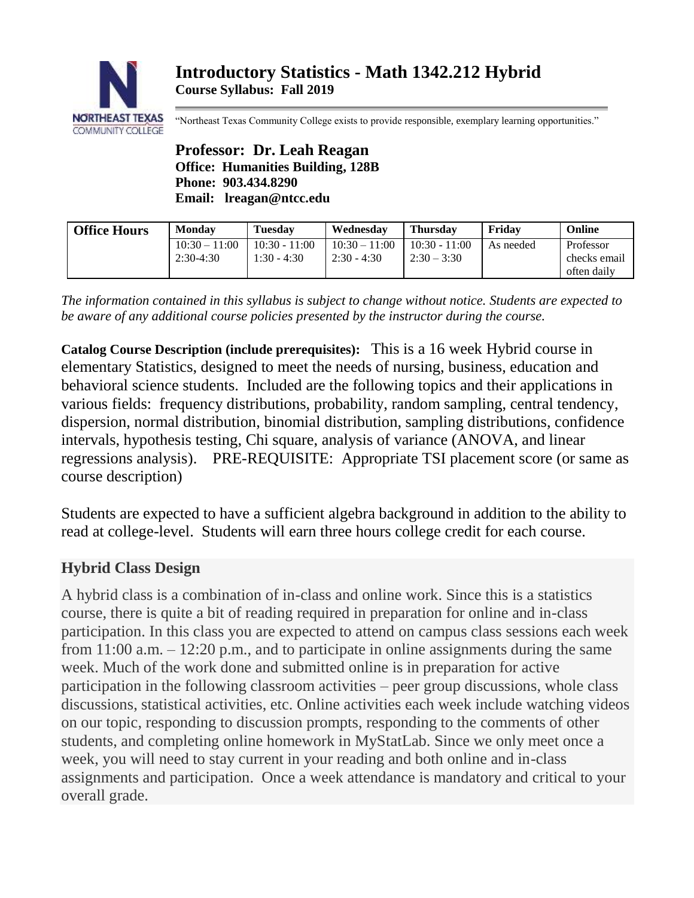# Introductory Statistics - Math 1342.212 Hybrid

**Course Syllabus: Fall 2019**

"Northeast Texas Community College exists to provide responsible, exemplary learning opportunities."

**Professor: Dr. Leah Reagan**
**Office: Humanities Building, 128B**
**Phone: 903.434.8290**
**Email: lreagan@ntcc.edu**

| **Office Hours** | **Monday** | **Tuesday** | **Wednesday** | **Thursday** | **Friday** | **Online** |
|---|---|---|---|---|---|---|
| | 10:30 – 11:00<br>2:30-4:30 | 10:30 - 11:00<br>1:30 - 4:30 | 10:30 – 11:00<br>2:30 - 4:30 | 10:30 - 11:00<br>2:30 – 3:30 | As needed | Professor checks email often daily |

*The information contained in this syllabus is subject to change without notice. Students are expected to be aware of any additional course policies presented by the instructor during the course.*

**Catalog Course Description (include prerequisites):** This is a 16 week Hybrid course in elementary Statistics, designed to meet the needs of nursing, business, education and behavioral science students. Included are the following topics and their applications in various fields: frequency distributions, probability, random sampling, central tendency, dispersion, normal distribution, binomial distribution, sampling distributions, confidence intervals, hypothesis testing, Chi square, analysis of variance (ANOVA, and linear regressions analysis). PRE-REQUISITE: Appropriate TSI placement score (or same as course description)

Students are expected to have a sufficient algebra background in addition to the ability to read at college-level. Students will earn three hours college credit for each course.

## Hybrid Class Design

A hybrid class is a combination of in-class and online work. Since this is a statistics course, there is quite a bit of reading required in preparation for online and in-class participation. In this class you are expected to attend on campus class sessions each week from 11:00 a.m. – 12:20 p.m., and to participate in online assignments during the same week. Much of the work done and submitted online is in preparation for active participation in the following classroom activities – peer group discussions, whole class discussions, statistical activities, etc. Online activities each week include watching videos on our topic, responding to discussion prompts, responding to the comments of other students, and completing online homework in MyStatLab. Since we only meet once a week, you will need to stay current in your reading and both online and in-class assignments and participation. Once a week attendance is mandatory and critical to your overall grade.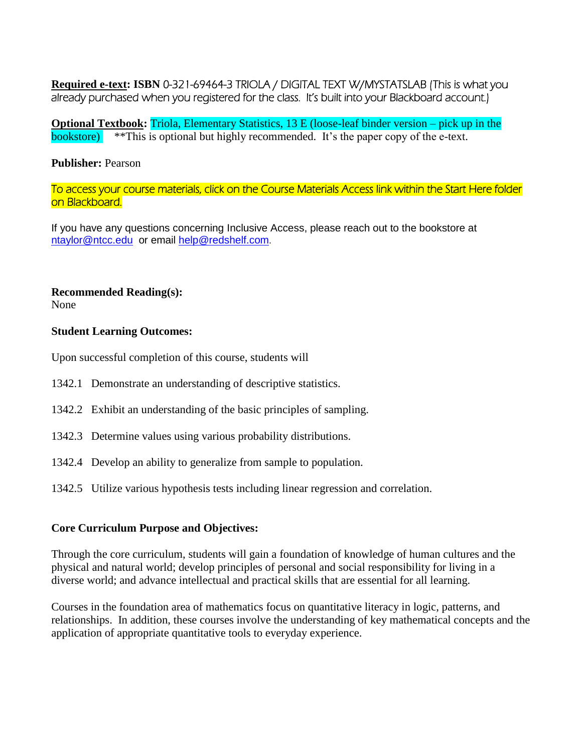**Required e-text: ISBN** 0-321-69464-3 TRIOLA / DIGITAL TEXT W/MYSTATSLAB (This is what you already purchased when you registered for the class. It's built into your Blackboard account.)

**Optional Textbook:** Triola, Elementary Statistics, 13 E (loose-leaf binder version – pick up in the bookstore) **This is optional but highly recommended. It's the paper copy of the e-text.

**Publisher:** Pearson

To access your course materials, click on the Course Materials Access link within the Start Here folder on Blackboard.

If you have any questions concerning Inclusive Access, please reach out to the bookstore at ntaylor@ntcc.edu or email help@redshelf.com.

**Recommended Reading(s):**
None

**Student Learning Outcomes:**

Upon successful completion of this course, students will

1342.1 Demonstrate an understanding of descriptive statistics.

1342.2 Exhibit an understanding of the basic principles of sampling.

1342.3 Determine values using various probability distributions.

1342.4 Develop an ability to generalize from sample to population.

1342.5 Utilize various hypothesis tests including linear regression and correlation.

**Core Curriculum Purpose and Objectives:**

Through the core curriculum, students will gain a foundation of knowledge of human cultures and the physical and natural world; develop principles of personal and social responsibility for living in a diverse world; and advance intellectual and practical skills that are essential for all learning.

Courses in the foundation area of mathematics focus on quantitative literacy in logic, patterns, and relationships. In addition, these courses involve the understanding of key mathematical concepts and the application of appropriate quantitative tools to everyday experience.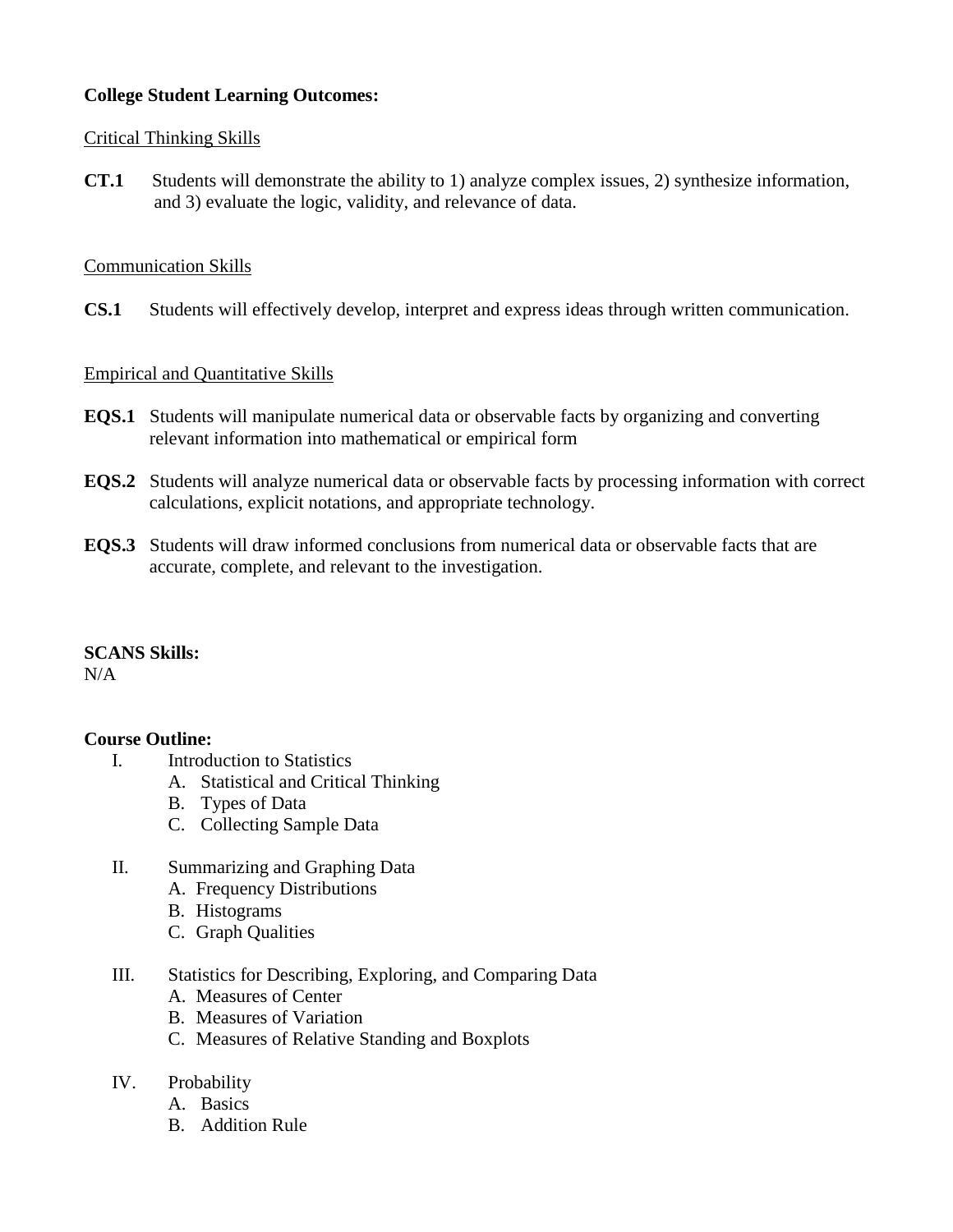**College Student Learning Outcomes:**

Critical Thinking Skills

**CT.1** Students will demonstrate the ability to 1) analyze complex issues, 2) synthesize information, and 3) evaluate the logic, validity, and relevance of data.

Communication Skills

**CS.1** Students will effectively develop, interpret and express ideas through written communication.

Empirical and Quantitative Skills

**EQS.1** Students will manipulate numerical data or observable facts by organizing and converting relevant information into mathematical or empirical form

**EQS.2** Students will analyze numerical data or observable facts by processing information with correct calculations, explicit notations, and appropriate technology.

**EQS.3** Students will draw informed conclusions from numerical data or observable facts that are accurate, complete, and relevant to the investigation.

**SCANS Skills:**
N/A

**Course Outline:**

I. Introduction to Statistics
   A. Statistical and Critical Thinking
   B. Types of Data
   C. Collecting Sample Data

II. Summarizing and Graphing Data
   A. Frequency Distributions
   B. Histograms
   C. Graph Qualities

III. Statistics for Describing, Exploring, and Comparing Data
   A. Measures of Center
   B. Measures of Variation
   C. Measures of Relative Standing and Boxplots

IV. Probability
   A. Basics
   B. Addition Rule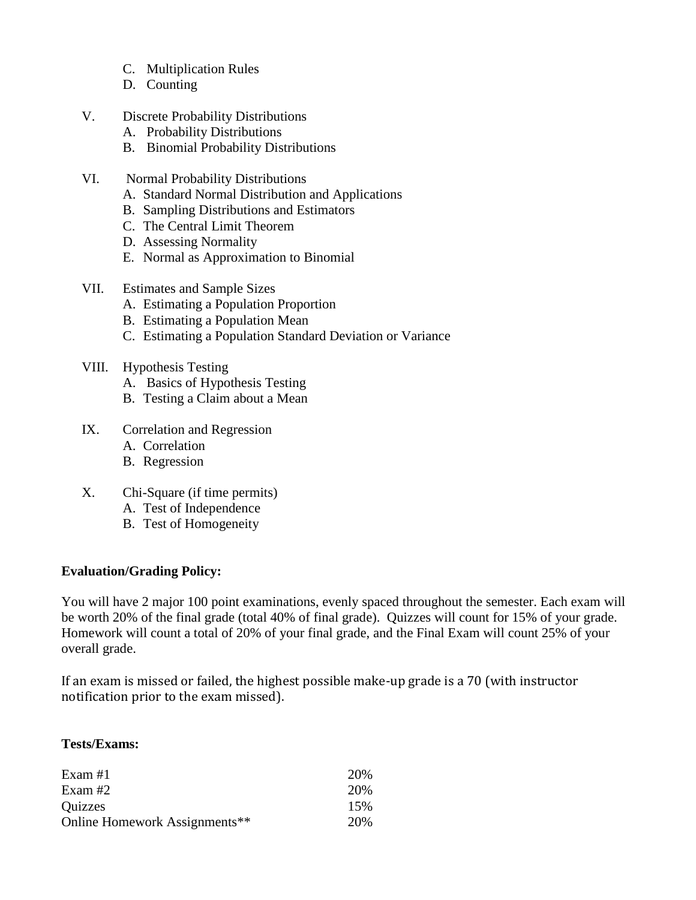C. Multiplication Rules
D. Counting

V. Discrete Probability Distributions
   A. Probability Distributions
   B. Binomial Probability Distributions

VI. Normal Probability Distributions
   A. Standard Normal Distribution and Applications
   B. Sampling Distributions and Estimators
   C. The Central Limit Theorem
   D. Assessing Normality
   E. Normal as Approximation to Binomial

VII. Estimates and Sample Sizes
   A. Estimating a Population Proportion
   B. Estimating a Population Mean
   C. Estimating a Population Standard Deviation or Variance

VIII. Hypothesis Testing
   A. Basics of Hypothesis Testing
   B. Testing a Claim about a Mean

IX. Correlation and Regression
   A. Correlation
   B. Regression

X. Chi-Square (if time permits)
   A. Test of Independence
   B. Test of Homogeneity

**Evaluation/Grading Policy:**

You will have 2 major 100 point examinations, evenly spaced throughout the semester. Each exam will be worth 20% of the final grade (total 40% of final grade). Quizzes will count for 15% of your grade. Homework will count a total of 20% of your final grade, and the Final Exam will count 25% of your overall grade.

If an exam is missed or failed, the highest possible make-up grade is a 70 (with instructor notification prior to the exam missed).

**Tests/Exams:**

| | |
|---|---|
| Exam #1 | 20% |
| Exam #2 | 20% |
| Quizzes | 15% |
| Online Homework Assignments** | 20% |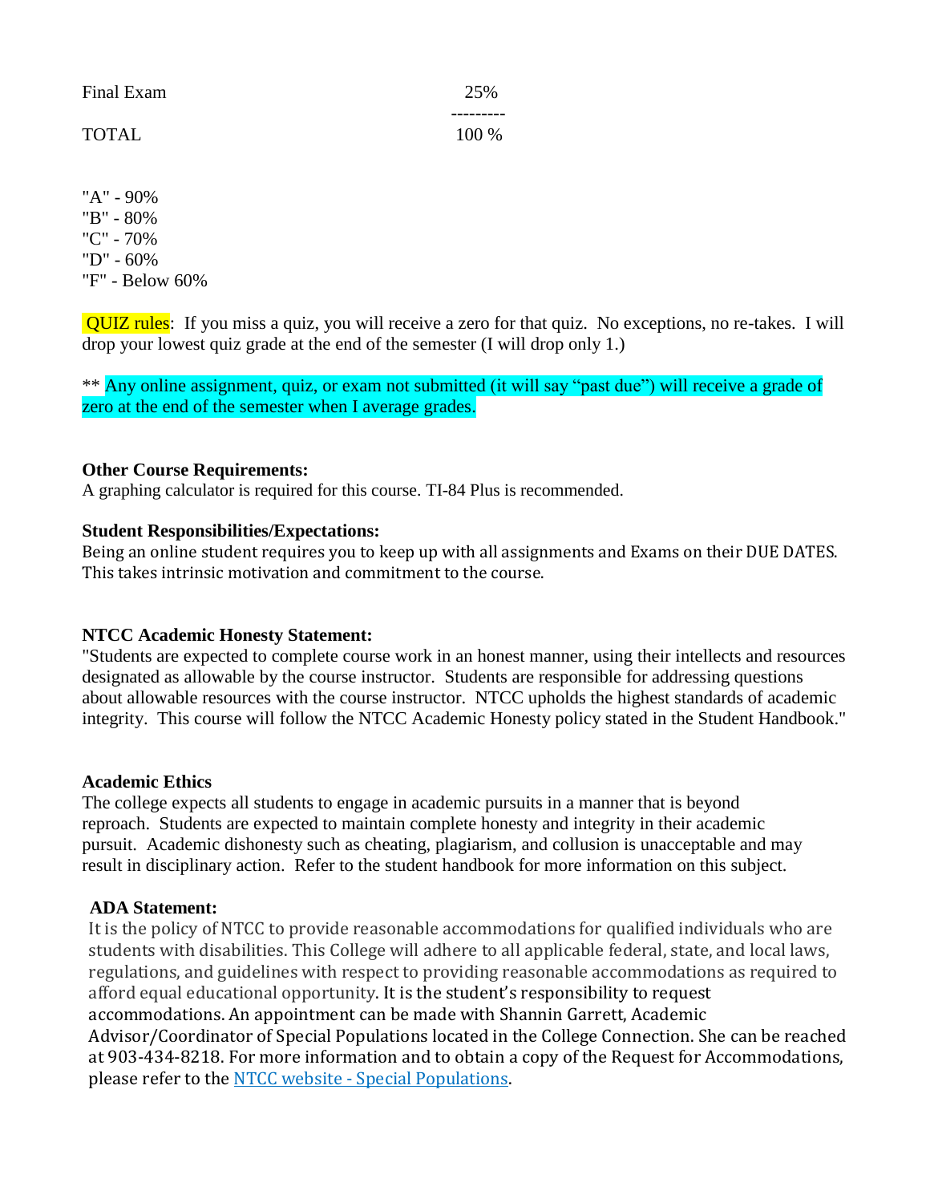| | |
|---|---|
| Final Exam | 25% |
| TOTAL | 100 % |

"A" - 90%
"B" - 80%
"C" - 70%
"D" - 60%
"F" - Below 60%

QUIZ rules: If you miss a quiz, you will receive a zero for that quiz. No exceptions, no re-takes. I will drop your lowest quiz grade at the end of the semester (I will drop only 1.)

** Any online assignment, quiz, or exam not submitted (it will say "past due") will receive a grade of zero at the end of the semester when I average grades.

**Other Course Requirements:**
A graphing calculator is required for this course. TI-84 Plus is recommended.

**Student Responsibilities/Expectations:**
Being an online student requires you to keep up with all assignments and Exams on their DUE DATES. This takes intrinsic motivation and commitment to the course.

**NTCC Academic Honesty Statement:**
"Students are expected to complete course work in an honest manner, using their intellects and resources designated as allowable by the course instructor. Students are responsible for addressing questions about allowable resources with the course instructor. NTCC upholds the highest standards of academic integrity. This course will follow the NTCC Academic Honesty policy stated in the Student Handbook."

**Academic Ethics**
The college expects all students to engage in academic pursuits in a manner that is beyond reproach. Students are expected to maintain complete honesty and integrity in their academic pursuit. Academic dishonesty such as cheating, plagiarism, and collusion is unacceptable and may result in disciplinary action. Refer to the student handbook for more information on this subject.

**ADA Statement:**
It is the policy of NTCC to provide reasonable accommodations for qualified individuals who are students with disabilities. This College will adhere to all applicable federal, state, and local laws, regulations, and guidelines with respect to providing reasonable accommodations as required to afford equal educational opportunity. It is the student's responsibility to request accommodations. An appointment can be made with Shannin Garrett, Academic Advisor/Coordinator of Special Populations located in the College Connection. She can be reached at 903-434-8218. For more information and to obtain a copy of the Request for Accommodations, please refer to the NTCC website - Special Populations.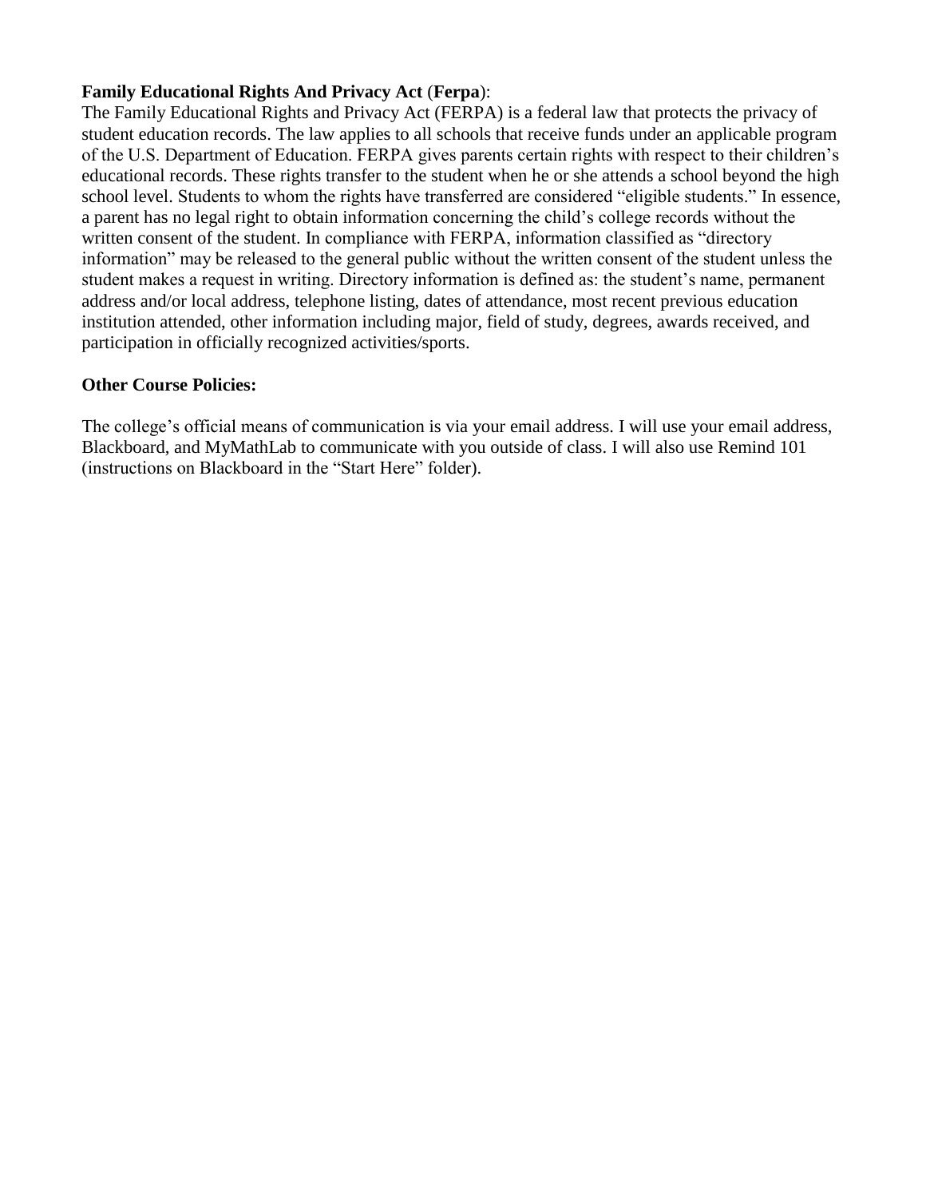**Family Educational Rights And Privacy Act** (**Ferpa**):
The Family Educational Rights and Privacy Act (FERPA) is a federal law that protects the privacy of student education records. The law applies to all schools that receive funds under an applicable program of the U.S. Department of Education. FERPA gives parents certain rights with respect to their children's educational records. These rights transfer to the student when he or she attends a school beyond the high school level. Students to whom the rights have transferred are considered "eligible students." In essence, a parent has no legal right to obtain information concerning the child's college records without the written consent of the student. In compliance with FERPA, information classified as "directory information" may be released to the general public without the written consent of the student unless the student makes a request in writing. Directory information is defined as: the student's name, permanent address and/or local address, telephone listing, dates of attendance, most recent previous education institution attended, other information including major, field of study, degrees, awards received, and participation in officially recognized activities/sports.

**Other Course Policies:**

The college's official means of communication is via your email address. I will use your email address, Blackboard, and MyMathLab to communicate with you outside of class. I will also use Remind 101 (instructions on Blackboard in the "Start Here" folder).